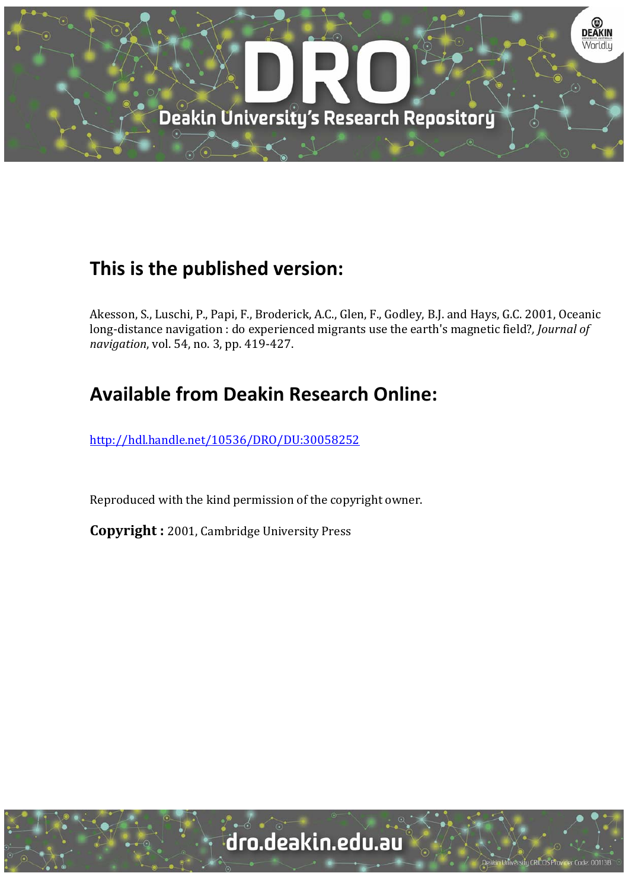# This is the published version:

Akesson, S., Luschi, P., Papi, F., Broderick, A.C., Glen, F., Godley, B.J. and Hays, G.C. 2001, Oceanic long-distance navigation : do experienced migrants use the earth's magnetic field?, *Journal of navigation*, vol. 54, no. 3, pp. 419-427.

# Available from Deakin Research Online:

http://hdl.handle.net/10536/DRO/DU:30058252

Reproduced with the kind permission of the copyright owner.

**Copyright :** 2001, Cambridge University Press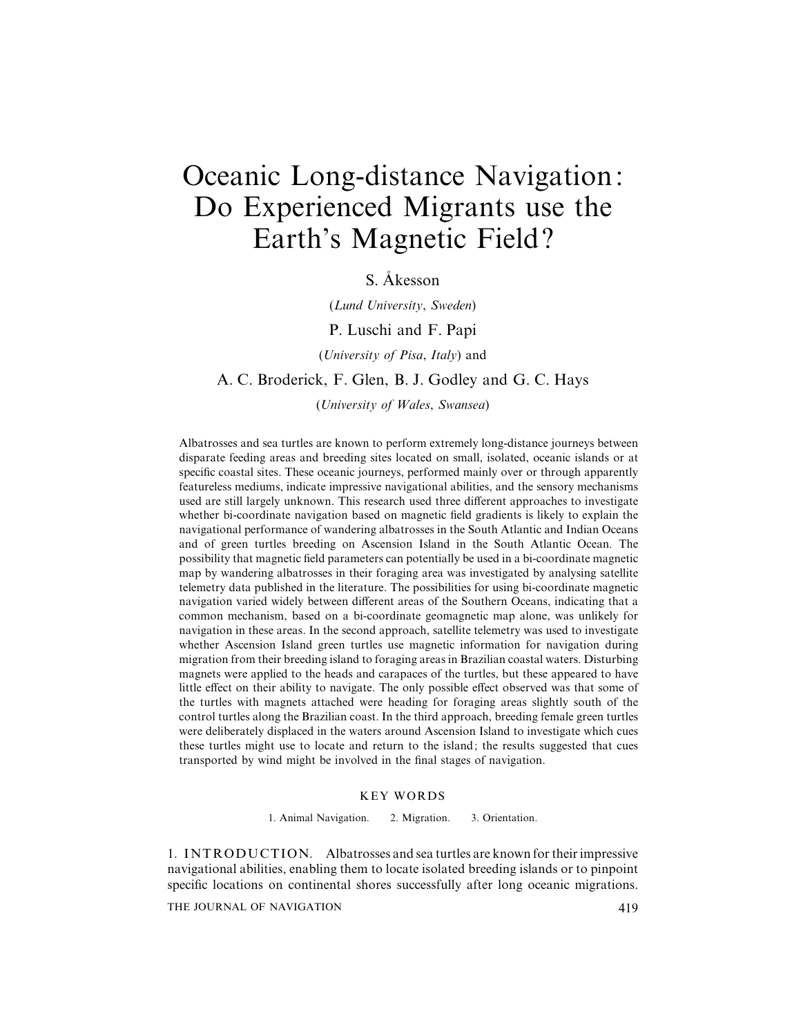# Oceanic Long-distance Navigation: Do Experienced Migrants use the Earth's Magnetic Field?

S. Åkesson

(*Lund University, Sweden*)

P. Luschi and F. Papi

(*University of Pisa, Italy*) and

A. C. Broderick, F. Glen, B. J. Godley and G. C. Hays

(*University of Wales, Swansea*)

Albatrosses and sea turtles are known to perform extremely long-distance journeys between disparate feeding areas and breeding sites located on small, isolated, oceanic islands or at specific coastal sites. These oceanic journeys, performed mainly over or through apparently featureless mediums, indicate impressive navigational abilities, and the sensory mechanisms used are still largely unknown. This research used three different approaches to investigate whether bi-coordinate navigation based on magnetic field gradients is likely to explain the navigational performance of wandering albatrosses in the South Atlantic and Indian Oceans and of green turtles breeding on Ascension Island in the South Atlantic Ocean. The possibility that magnetic field parameters can potentially be used in a bi-coordinate magnetic map by wandering albatrosses in their foraging area was investigated by analysing satellite telemetry data published in the literature. The possibilities for using bi-coordinate magnetic navigation varied widely between different areas of the Southern Oceans, indicating that a common mechanism, based on a bi-coordinate geomagnetic map alone, was unlikely for navigation in these areas. In the second approach, satellite telemetry was used to investigate whether Ascension Island green turtles use magnetic information for navigation during migration from their breeding island to foraging areas in Brazilian coastal waters. Disturbing magnets were applied to the heads and carapaces of the turtles, but these appeared to have little effect on their ability to navigate. The only possible effect observed was that some of the turtles with magnets attached were heading for foraging areas slightly south of the control turtles along the Brazilian coast. In the third approach, breeding female green turtles were deliberately displaced in the waters around Ascension Island to investigate which cues these turtles might use to locate and return to the island; the results suggested that cues transported by wind might be involved in the final stages of navigation.

KEY WORDS

1. Animal Navigation. 2. Migration. 3. Orientation.

## 1. INTRODUCTION.

Albatrosses and sea turtles are known for their impressive navigational abilities, enabling them to locate isolated breeding islands or to pinpoint specific locations on continental shores successfully after long oceanic migrations.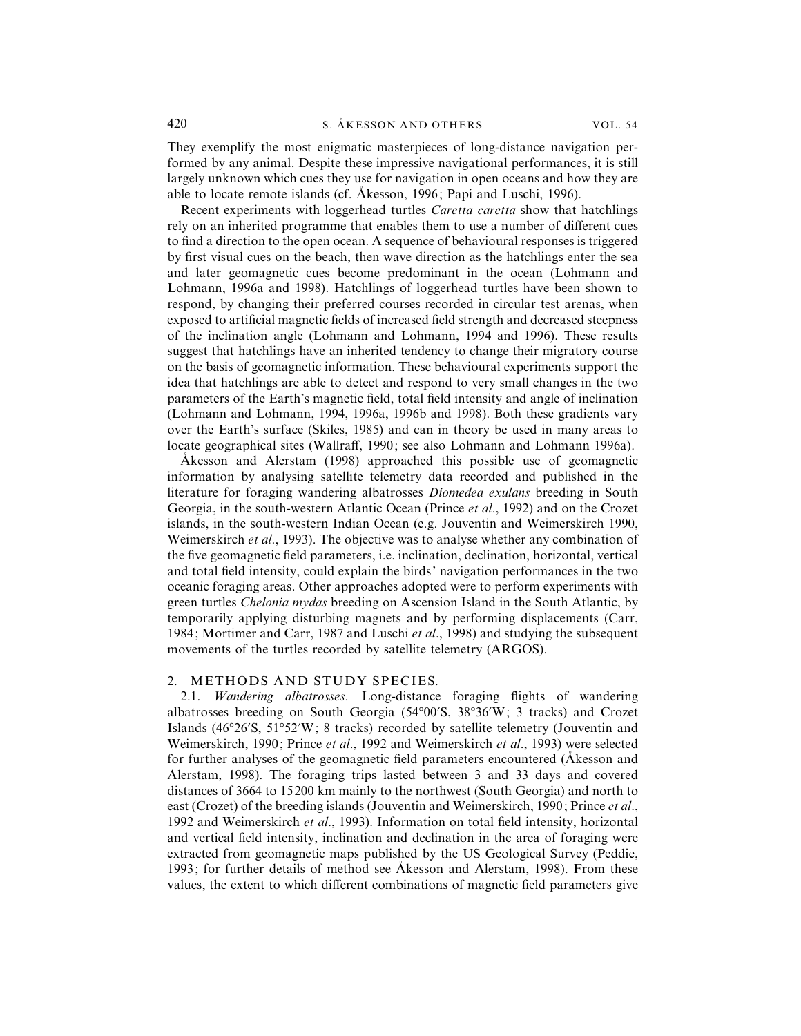They exemplify the most enigmatic masterpieces of long-distance navigation performed by any animal. Despite these impressive navigational performances, it is still largely unknown which cues they use for navigation in open oceans and how they are able to locate remote islands (cf. Åkesson, 1996; Papi and Luschi, 1996).

Recent experiments with loggerhead turtles *Caretta caretta* show that hatchlings rely on an inherited programme that enables them to use a number of different cues to find a direction to the open ocean. A sequence of behavioural responses is triggered by first visual cues on the beach, then wave direction as the hatchlings enter the sea and later geomagnetic cues become predominant in the ocean (Lohmann and Lohmann, 1996a and 1998). Hatchlings of loggerhead turtles have been shown to respond, by changing their preferred courses recorded in circular test arenas, when exposed to artificial magnetic fields of increased field strength and decreased steepness of the inclination angle (Lohmann and Lohmann, 1994 and 1996). These results suggest that hatchlings have an inherited tendency to change their migratory course on the basis of geomagnetic information. These behavioural experiments support the idea that hatchlings are able to detect and respond to very small changes in the two parameters of the Earth's magnetic field, total field intensity and angle of inclination (Lohmann and Lohmann, 1994, 1996a, 1996b and 1998). Both these gradients vary over the Earth's surface (Skiles, 1985) and can in theory be used in many areas to locate geographical sites (Wallraff, 1990; see also Lohmann and Lohmann 1996a).

Åkesson and Alerstam (1998) approached this possible use of geomagnetic information by analysing satellite telemetry data recorded and published in the literature for foraging wandering albatrosses *Diomedea exulans* breeding in South Georgia, in the south-western Atlantic Ocean (Prince *et al*., 1992) and on the Crozet islands, in the south-western Indian Ocean (e.g. Jouventin and Weimerskirch 1990, Weimerskirch *et al*., 1993). The objective was to analyse whether any combination of the five geomagnetic field parameters, i.e. inclination, declination, horizontal, vertical and total field intensity, could explain the birds' navigation performances in the two oceanic foraging areas. Other approaches adopted were to perform experiments with green turtles *Chelonia mydas* breeding on Ascension Island in the South Atlantic, by temporarily applying disturbing magnets and by performing displacements (Carr, 1984; Mortimer and Carr, 1987 and Luschi *et al*., 1998) and studying the subsequent movements of the turtles recorded by satellite telemetry (ARGOS).

## 2. METHODS AND STUDY SPECIES.

2.1. *Wandering albatrosses*. Long-distance foraging flights of wandering albatrosses breeding on South Georgia (54°00′S, 38°36′W; 3 tracks) and Crozet Islands (46°26′S, 51°52′W; 8 tracks) recorded by satellite telemetry (Jouventin and Weimerskirch, 1990; Prince *et al*., 1992 and Weimerskirch *et al*., 1993) were selected for further analyses of the geomagnetic field parameters encountered (Åkesson and Alerstam, 1998). The foraging trips lasted between 3 and 33 days and covered distances of 3664 to 15200 km mainly to the northwest (South Georgia) and north to east (Crozet) of the breeding islands (Jouventin and Weimerskirch, 1990; Prince *et al*., 1992 and Weimerskirch *et al*., 1993). Information on total field intensity, horizontal and vertical field intensity, inclination and declination in the area of foraging were extracted from geomagnetic maps published by the US Geological Survey (Peddie, 1993; for further details of method see Åkesson and Alerstam, 1998). From these values, the extent to which different combinations of magnetic field parameters give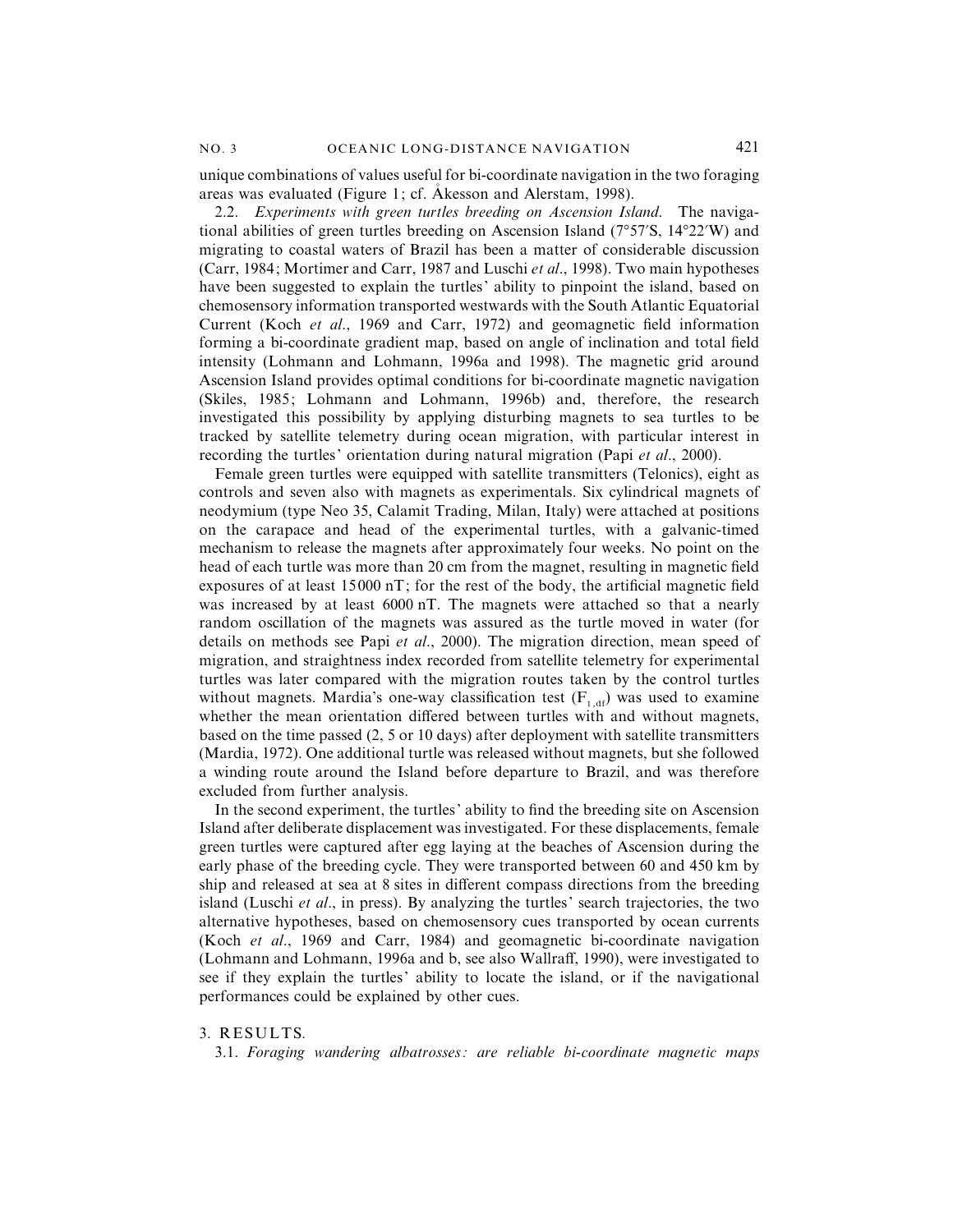unique combinations of values useful for bi-coordinate navigation in the two foraging areas was evaluated (Figure 1; cf. Åkesson and Alerstam, 1998).

2.2. *Experiments with green turtles breeding on Ascension Island.* The navigational abilities of green turtles breeding on Ascension Island (7°57′S, 14°22′W) and migrating to coastal waters of Brazil has been a matter of considerable discussion (Carr, 1984; Mortimer and Carr, 1987 and Luschi *et al*., 1998). Two main hypotheses have been suggested to explain the turtles' ability to pinpoint the island, based on chemosensory information transported westwards with the South Atlantic Equatorial Current (Koch *et al*., 1969 and Carr, 1972) and geomagnetic field information forming a bi-coordinate gradient map, based on angle of inclination and total field intensity (Lohmann and Lohmann, 1996a and 1998). The magnetic grid around Ascension Island provides optimal conditions for bi-coordinate magnetic navigation (Skiles, 1985; Lohmann and Lohmann, 1996b) and, therefore, the research investigated this possibility by applying disturbing magnets to sea turtles to be tracked by satellite telemetry during ocean migration, with particular interest in recording the turtles' orientation during natural migration (Papi *et al*., 2000).

Female green turtles were equipped with satellite transmitters (Telonics), eight as controls and seven also with magnets as experimentals. Six cylindrical magnets of neodymium (type Neo 35, Calamit Trading, Milan, Italy) were attached at positions on the carapace and head of the experimental turtles, with a galvanic-timed mechanism to release the magnets after approximately four weeks. No point on the head of each turtle was more than 20 cm from the magnet, resulting in magnetic field exposures of at least 15000 nT; for the rest of the body, the artificial magnetic field was increased by at least 6000 nT. The magnets were attached so that a nearly random oscillation of the magnets was assured as the turtle moved in water (for details on methods see Papi *et al*., 2000). The migration direction, mean speed of migration, and straightness index recorded from satellite telemetry for experimental turtles was later compared with the migration routes taken by the control turtles without magnets. Mardia's one-way classification test ($F_{1,df}$) was used to examine whether the mean orientation differed between turtles with and without magnets, based on the time passed (2, 5 or 10 days) after deployment with satellite transmitters (Mardia, 1972). One additional turtle was released without magnets, but she followed a winding route around the Island before departure to Brazil, and was therefore excluded from further analysis.

In the second experiment, the turtles' ability to find the breeding site on Ascension Island after deliberate displacement was investigated. For these displacements, female green turtles were captured after egg laying at the beaches of Ascension during the early phase of the breeding cycle. They were transported between 60 and 450 km by ship and released at sea at 8 sites in different compass directions from the breeding island (Luschi *et al*., in press). By analyzing the turtles' search trajectories, the two alternative hypotheses, based on chemosensory cues transported by ocean currents (Koch *et al*., 1969 and Carr, 1984) and geomagnetic bi-coordinate navigation (Lohmann and Lohmann, 1996a and b, see also Wallraff, 1990), were investigated to see if they explain the turtles' ability to locate the island, or if the navigational performances could be explained by other cues.

## 3. RESULTS.

3.1. *Foraging wandering albatrosses: are reliable bi-coordinate magnetic maps*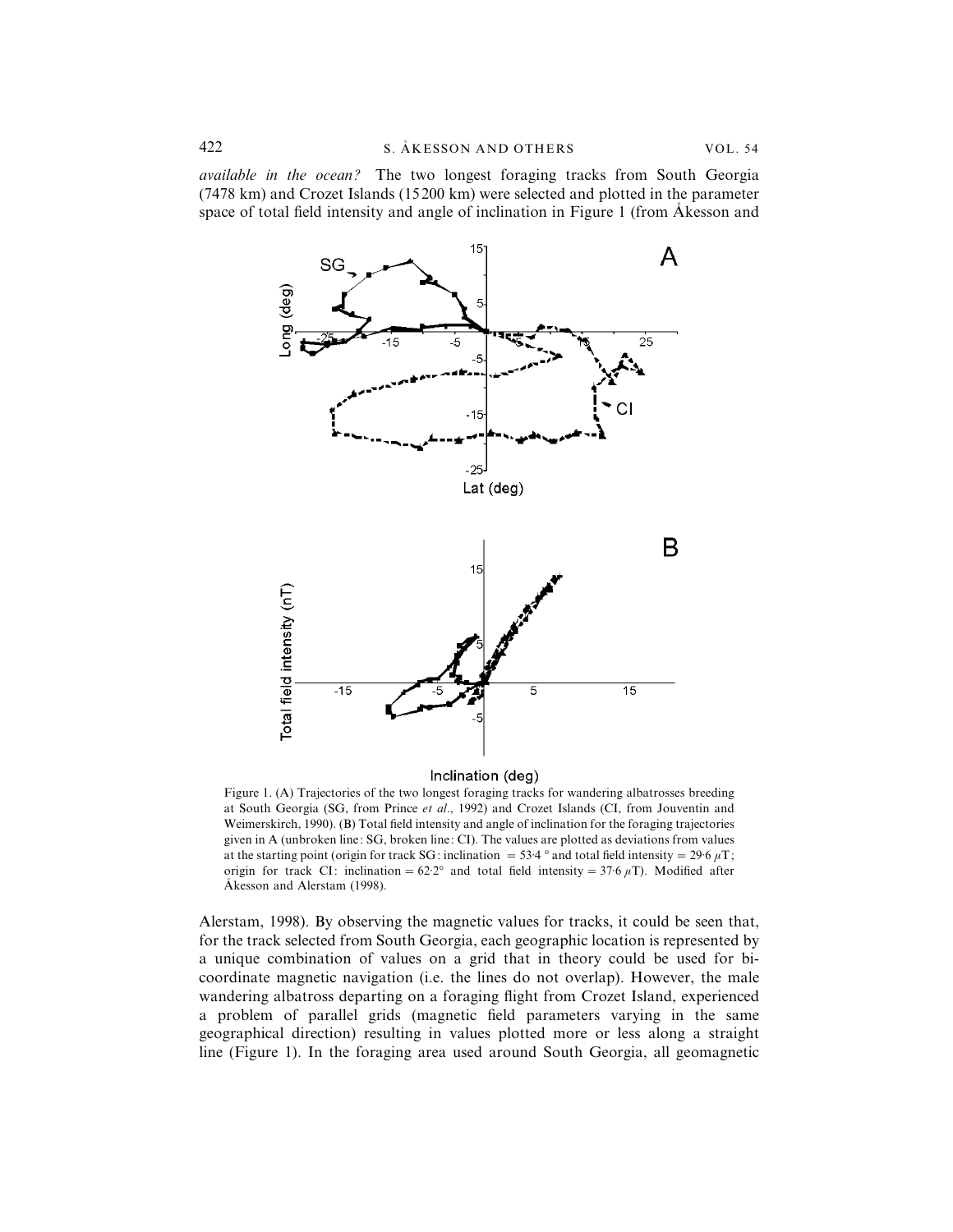*available in the ocean?* The two longest foraging tracks from South Georgia (7478 km) and Crozet Islands (15 200 km) were selected and plotted in the parameter space of total field intensity and angle of inclination in Figure 1 (from Åkesson and Alerstam, 1998). By observing the magnetic values for tracks, it could be seen that, for the track selected from South Georgia, each geographic location is represented by a unique combination of values on a grid that in theory could be used for bi-coordinate magnetic navigation (i.e. the lines do not overlap). However, the male wandering albatross departing on a foraging flight from Crozet Island, experienced a problem of parallel grids (magnetic field parameters varying in the same geographical direction) resulting in values plotted more or less along a straight line (Figure 1). In the foraging area used around South Georgia, all geomagnetic

Figure 1. (A) Trajectories of the two longest foraging tracks for wandering albatrosses breeding at South Georgia (SG, from Prince *et al.*, 1992) and Crozet Islands (CI, from Jouventin and Weimerskirch, 1990). (B) Total field intensity and angle of inclination for the foraging trajectories given in A (unbroken line: SG, broken line: CI). The values are plotted as deviations from values at the starting point (origin for track SG: inclination = 53·4° and total field intensity = 29·6 $\mu$T; origin for track CI: inclination = 62·2° and total field intensity = 37·6 $\mu$T). Modified after Åkesson and Alerstam (1998).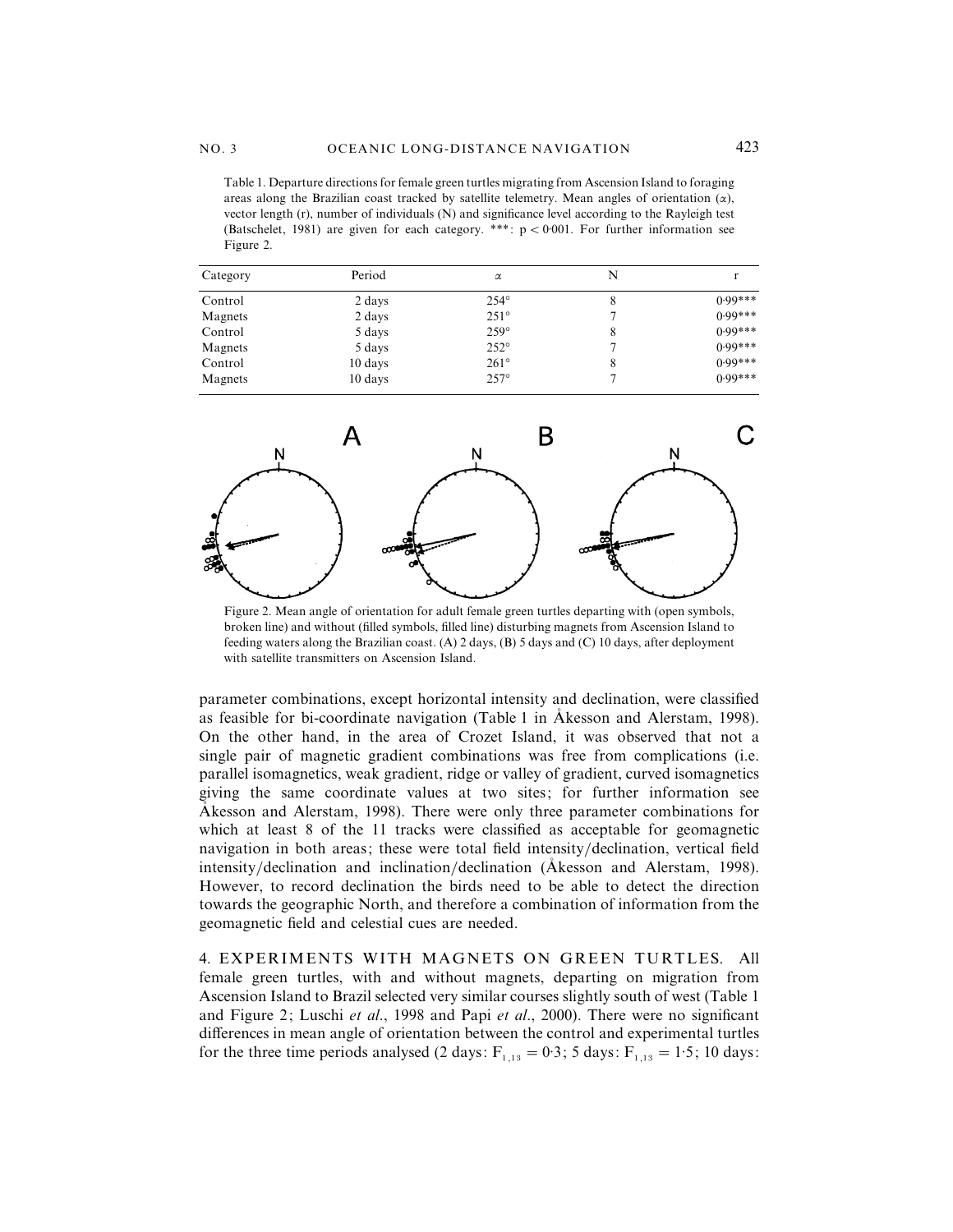Table 1. Departure directions for female green turtles migrating from Ascension Island to foraging areas along the Brazilian coast tracked by satellite telemetry. Mean angles of orientation ($\alpha$), vector length (r), number of individuals (N) and significance level according to the Rayleigh test (Batschelet, 1981) are given for each category. ***: $p < 0.001$. For further information see Figure 2.

| Category | Period | $\alpha$ | N | r |
|---|---|---|---|---|
| Control | 2 days | 254° | 8 | 0·99*** |
| Magnets | 2 days | 251° | 7 | 0·99*** |
| Control | 5 days | 259° | 8 | 0·99*** |
| Magnets | 5 days | 252° | 7 | 0·99*** |
| Control | 10 days | 261° | 8 | 0·99*** |
| Magnets | 10 days | 257° | 7 | 0·99*** |

Figure 2. Mean angle of orientation for adult female green turtles departing with (open symbols, broken line) and without (filled symbols, filled line) disturbing magnets from Ascension Island to feeding waters along the Brazilian coast. (A) 2 days, (B) 5 days and (C) 10 days, after deployment with satellite transmitters on Ascension Island.

parameter combinations, except horizontal intensity and declination, were classified as feasible for bi-coordinate navigation (Table 1 in Åkesson and Alerstam, 1998). On the other hand, in the area of Crozet Island, it was observed that not a single pair of magnetic gradient combinations was free from complications (i.e. parallel isomagnetics, weak gradient, ridge or valley of gradient, curved isomagnetics giving the same coordinate values at two sites; for further information see Åkesson and Alerstam, 1998). There were only three parameter combinations for which at least 8 of the 11 tracks were classified as acceptable for geomagnetic navigation in both areas; these were total field intensity/declination, vertical field intensity/declination and inclination/declination (Åkesson and Alerstam, 1998). However, to record declination the birds need to be able to detect the direction towards the geographic North, and therefore a combination of information from the geomagnetic field and celestial cues are needed.

## 4. EXPERIMENTS WITH MAGNETS ON GREEN TURTLES.

All female green turtles, with and without magnets, departing on migration from Ascension Island to Brazil selected very similar courses slightly south of west (Table 1 and Figure 2; Luschi *et al*., 1998 and Papi *et al*., 2000). There were no significant differences in mean angle of orientation between the control and experimental turtles for the three time periods analysed (2 days: $F_{1,13} = 0.3$; 5 days: $F_{1,13} = 1.5$; 10 days: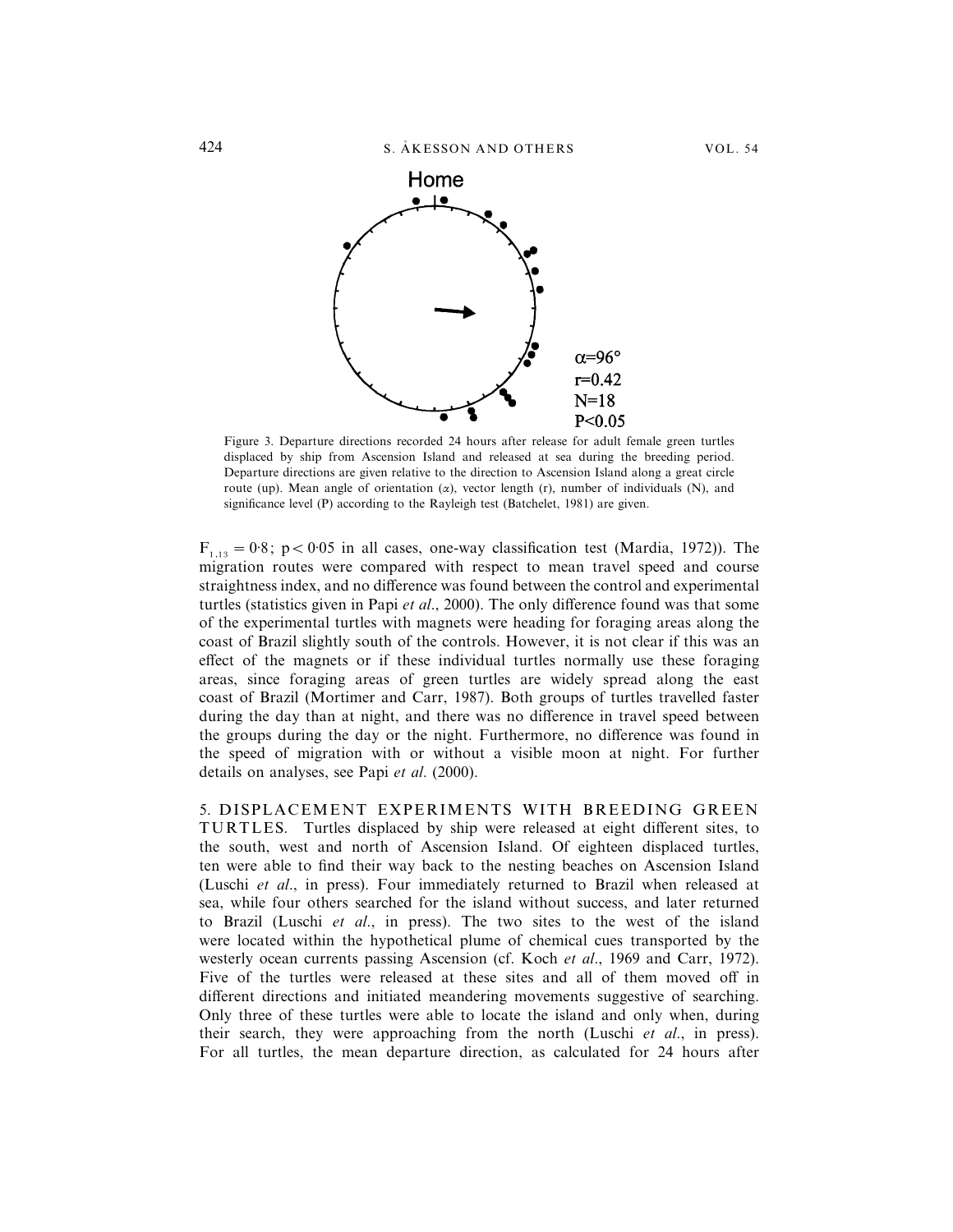Figure 3. Departure directions recorded 24 hours after release for adult female green turtles displaced by ship from Ascension Island and released at sea during the breeding period. Departure directions are given relative to the direction to Ascension Island along a great circle route (up). Mean angle of orientation ($\alpha$), vector length (r), number of individuals (N), and significance level (P) according to the Rayleigh test (Batchelet, 1981) are given.

$F_{1,13} = 0{\cdot}8$; $p < 0{\cdot}05$ in all cases, one-way classification test (Mardia, 1972)). The migration routes were compared with respect to mean travel speed and course straightness index, and no difference was found between the control and experimental turtles (statistics given in Papi *et al*., 2000). The only difference found was that some of the experimental turtles with magnets were heading for foraging areas along the coast of Brazil slightly south of the controls. However, it is not clear if this was an effect of the magnets or if these individual turtles normally use these foraging areas, since foraging areas of green turtles are widely spread along the east coast of Brazil (Mortimer and Carr, 1987). Both groups of turtles travelled faster during the day than at night, and there was no difference in travel speed between the groups during the day or the night. Furthermore, no difference was found in the speed of migration with or without a visible moon at night. For further details on analyses, see Papi *et al*. (2000).

## 5. DISPLACEMENT EXPERIMENTS WITH BREEDING GREEN TURTLES.

Turtles displaced by ship were released at eight different sites, to the south, west and north of Ascension Island. Of eighteen displaced turtles, ten were able to find their way back to the nesting beaches on Ascension Island (Luschi *et al*., in press). Four immediately returned to Brazil when released at sea, while four others searched for the island without success, and later returned to Brazil (Luschi *et al*., in press). The two sites to the west of the island were located within the hypothetical plume of chemical cues transported by the westerly ocean currents passing Ascension (cf. Koch *et al*., 1969 and Carr, 1972). Five of the turtles were released at these sites and all of them moved off in different directions and initiated meandering movements suggestive of searching. Only three of these turtles were able to locate the island and only when, during their search, they were approaching from the north (Luschi *et al*., in press). For all turtles, the mean departure direction, as calculated for 24 hours after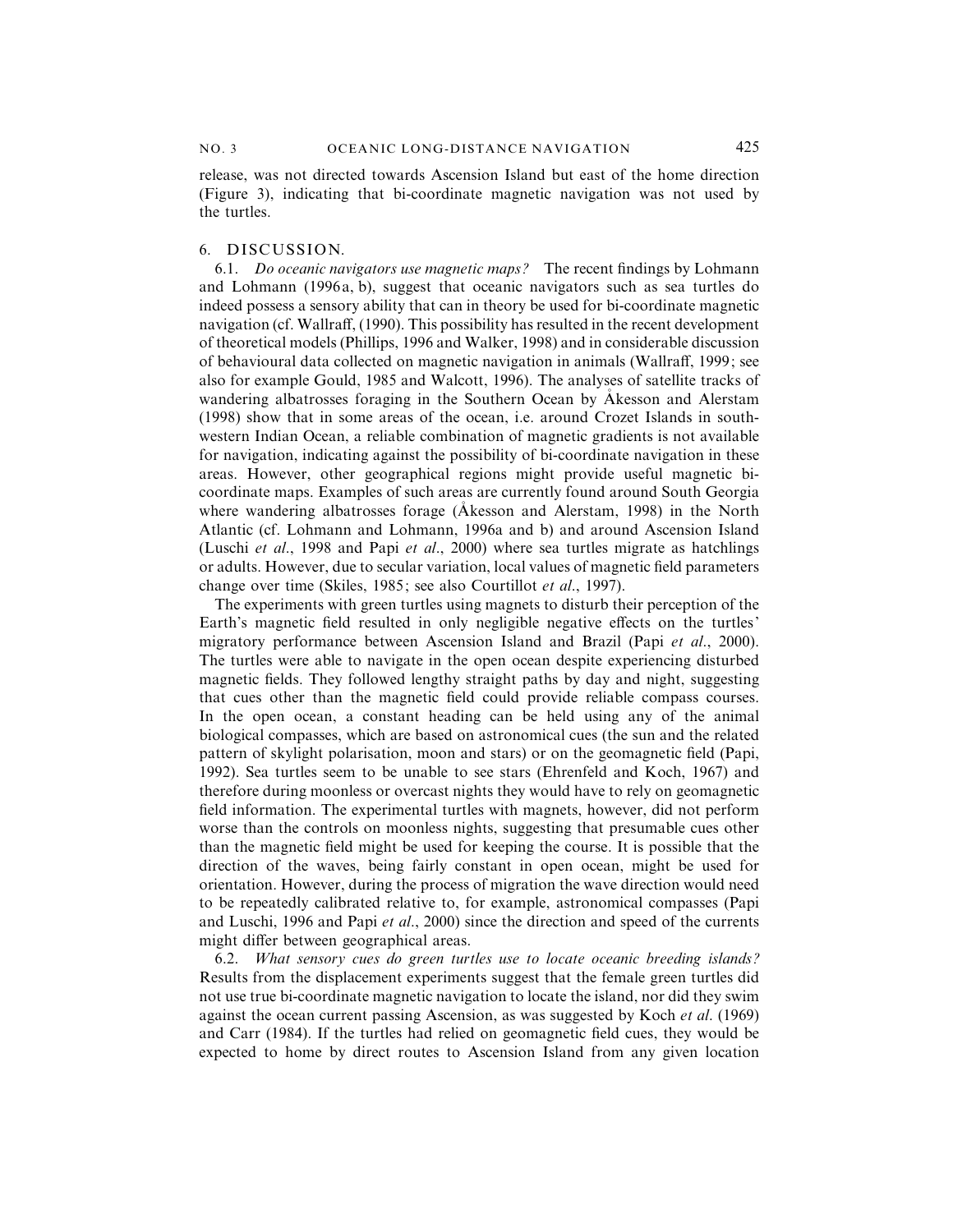release, was not directed towards Ascension Island but east of the home direction (Figure 3), indicating that bi-coordinate magnetic navigation was not used by the turtles.

## 6. DISCUSSION.

6.1. *Do oceanic navigators use magnetic maps?* The recent findings by Lohmann and Lohmann (1996a, b), suggest that oceanic navigators such as sea turtles do indeed possess a sensory ability that can in theory be used for bi-coordinate magnetic navigation (cf. Wallraff, (1990). This possibility has resulted in the recent development of theoretical models (Phillips, 1996 and Walker, 1998) and in considerable discussion of behavioural data collected on magnetic navigation in animals (Wallraff, 1999; see also for example Gould, 1985 and Walcott, 1996). The analyses of satellite tracks of wandering albatrosses foraging in the Southern Ocean by Åkesson and Alerstam (1998) show that in some areas of the ocean, i.e. around Crozet Islands in south-western Indian Ocean, a reliable combination of magnetic gradients is not available for navigation, indicating against the possibility of bi-coordinate navigation in these areas. However, other geographical regions might provide useful magnetic bi-coordinate maps. Examples of such areas are currently found around South Georgia where wandering albatrosses forage (Åkesson and Alerstam, 1998) in the North Atlantic (cf. Lohmann and Lohmann, 1996a and b) and around Ascension Island (Luschi *et al*., 1998 and Papi *et al*., 2000) where sea turtles migrate as hatchlings or adults. However, due to secular variation, local values of magnetic field parameters change over time (Skiles, 1985; see also Courtillot *et al*., 1997).

The experiments with green turtles using magnets to disturb their perception of the Earth's magnetic field resulted in only negligible negative effects on the turtles' migratory performance between Ascension Island and Brazil (Papi *et al*., 2000). The turtles were able to navigate in the open ocean despite experiencing disturbed magnetic fields. They followed lengthy straight paths by day and night, suggesting that cues other than the magnetic field could provide reliable compass courses. In the open ocean, a constant heading can be held using any of the animal biological compasses, which are based on astronomical cues (the sun and the related pattern of skylight polarisation, moon and stars) or on the geomagnetic field (Papi, 1992). Sea turtles seem to be unable to see stars (Ehrenfeld and Koch, 1967) and therefore during moonless or overcast nights they would have to rely on geomagnetic field information. The experimental turtles with magnets, however, did not perform worse than the controls on moonless nights, suggesting that presumable cues other than the magnetic field might be used for keeping the course. It is possible that the direction of the waves, being fairly constant in open ocean, might be used for orientation. However, during the process of migration the wave direction would need to be repeatedly calibrated relative to, for example, astronomical compasses (Papi and Luschi, 1996 and Papi *et al*., 2000) since the direction and speed of the currents might differ between geographical areas.

6.2. *What sensory cues do green turtles use to locate oceanic breeding islands?* Results from the displacement experiments suggest that the female green turtles did not use true bi-coordinate magnetic navigation to locate the island, nor did they swim against the ocean current passing Ascension, as was suggested by Koch *et al*. (1969) and Carr (1984). If the turtles had relied on geomagnetic field cues, they would be expected to home by direct routes to Ascension Island from any given location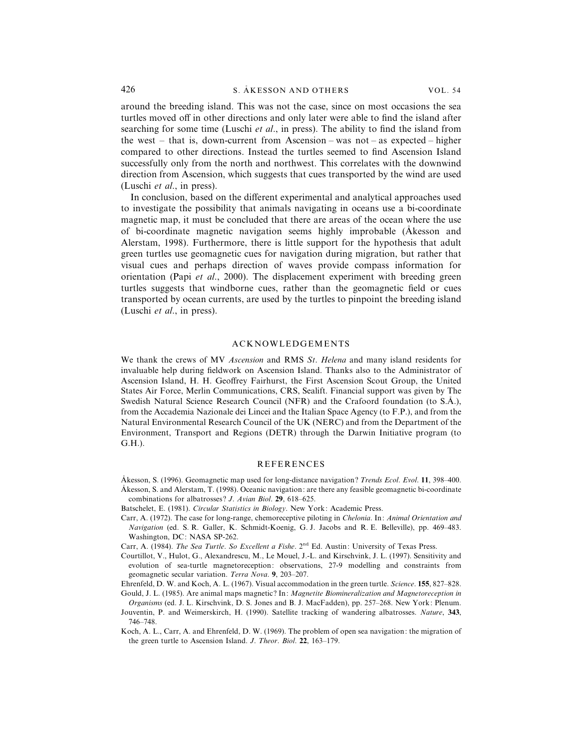around the breeding island. This was not the case, since on most occasions the sea turtles moved off in other directions and only later were able to find the island after searching for some time (Luschi *et al*., in press). The ability to find the island from the west – that is, down-current from Ascension – was not – as expected – higher compared to other directions. Instead the turtles seemed to find Ascension Island successfully only from the north and northwest. This correlates with the downwind direction from Ascension, which suggests that cues transported by the wind are used (Luschi *et al*., in press).

In conclusion, based on the different experimental and analytical approaches used to investigate the possibility that animals navigating in oceans use a bi-coordinate magnetic map, it must be concluded that there are areas of the ocean where the use of bi-coordinate magnetic navigation seems highly improbable (Åkesson and Alerstam, 1998). Furthermore, there is little support for the hypothesis that adult green turtles use geomagnetic cues for navigation during migration, but rather that visual cues and perhaps direction of waves provide compass information for orientation (Papi *et al*., 2000). The displacement experiment with breeding green turtles suggests that windborne cues, rather than the geomagnetic field or cues transported by ocean currents, are used by the turtles to pinpoint the breeding island (Luschi *et al*., in press).

## ACKNOWLEDGEMENTS

We thank the crews of MV *Ascension* and RMS *St*. *Helena* and many island residents for invaluable help during fieldwork on Ascension Island. Thanks also to the Administrator of Ascension Island, H. H. Geoffrey Fairhurst, the First Ascension Scout Group, the United States Air Force, Merlin Communications, CRS, Sealift. Financial support was given by The Swedish Natural Science Research Council (NFR) and the Crafoord foundation (to S.Å.), from the Accademia Nazionale dei Lincei and the Italian Space Agency (to F.P.), and from the Natural Environmental Research Council of the UK (NERC) and from the Department of the Environment, Transport and Regions (DETR) through the Darwin Initiative program (to G.H.).

## REFERENCES

Åkesson, S. (1996). Geomagnetic map used for long-distance navigation? *Trends Ecol*. *Evol*. **11**, 398–400.

Åkesson, S. and Alerstam, T. (1998). Oceanic navigation: are there any feasible geomagnetic bi-coordinate combinations for albatrosses? *J*. *Avian Biol*. **29**, 618–625.

Batschelet, E. (1981). *Circular Statistics in Biology*. New York: Academic Press.

Carr, A. (1972). The case for long-range, chemoreceptive piloting in *Chelonia*. In: *Animal Orientation and Navigation* (ed. S. R. Galler, K. Schmidt-Koenig, G. J. Jacobs and R. E. Belleville), pp. 469–483. Washington, DC: NASA SP-262.

Carr, A. (1984). *The Sea Turtle*. *So Excellent a Fishe*. 2nd Ed. Austin: University of Texas Press.

Courtillot, V., Hulot, G., Alexandrescu, M., Le Mouel, J.-L. and Kirschvink, J. L. (1997). Sensitivity and evolution of sea-turtle magnetoreception: observations, 27-9 modelling and constraints from geomagnetic secular variation. *Terra Nova*. **9**, 203–207.

Ehrenfeld, D. W. and Koch, A. L. (1967). Visual accommodation in the green turtle. *Science*. **155**, 827–828.

Gould, J. L. (1985). Are animal maps magnetic? In: *Magnetite Biomineralization and Magnetoreception in Organisms* (ed. J. L. Kirschvink, D. S. Jones and B. J. MacFadden), pp. 257–268. New York: Plenum.

Jouventin, P. and Weimerskirch, H. (1990). Satellite tracking of wandering albatrosses. *Nature*, **343**, 746–748.

Koch, A. L., Carr, A. and Ehrenfeld, D. W. (1969). The problem of open sea navigation: the migration of the green turtle to Ascension Island. *J*. *Theor*. *Biol*. **22**, 163–179.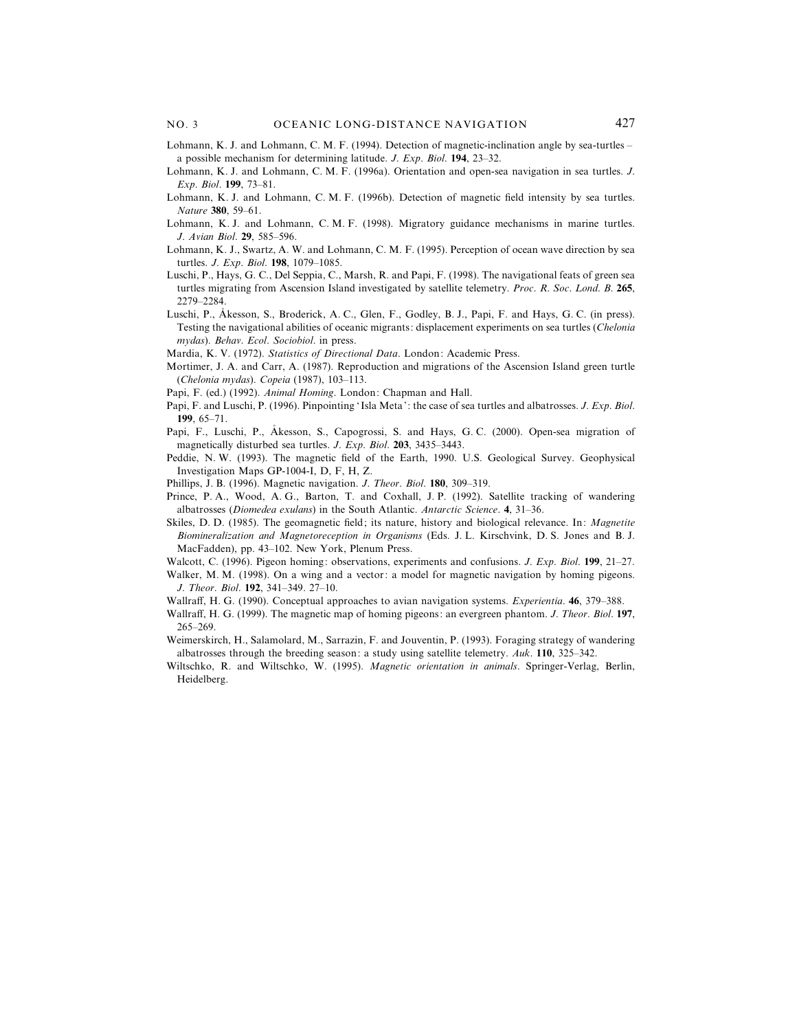Lohmann, K. J. and Lohmann, C. M. F. (1994). Detection of magnetic-inclination angle by sea-turtles – a possible mechanism for determining latitude. *J. Exp. Biol.* **194**, 23–32.

Lohmann, K. J. and Lohmann, C. M. F. (1996a). Orientation and open-sea navigation in sea turtles. *J. Exp. Biol.* **199**, 73–81.

Lohmann, K. J. and Lohmann, C. M. F. (1996b). Detection of magnetic field intensity by sea turtles. *Nature* **380**, 59–61.

Lohmann, K. J. and Lohmann, C. M. F. (1998). Migratory guidance mechanisms in marine turtles. *J. Avian Biol.* **29**, 585–596.

Lohmann, K. J., Swartz, A. W. and Lohmann, C. M. F. (1995). Perception of ocean wave direction by sea turtles. *J. Exp. Biol.* **198**, 1079–1085.

Luschi, P., Hays, G. C., Del Seppia, C., Marsh, R. and Papi, F. (1998). The navigational feats of green sea turtles migrating from Ascension Island investigated by satellite telemetry. *Proc. R. Soc. Lond. B.* **265**, 2279–2284.

Luschi, P., Åkesson, S., Broderick, A. C., Glen, F., Godley, B. J., Papi, F. and Hays, G. C. (in press). Testing the navigational abilities of oceanic migrants: displacement experiments on sea turtles (*Chelonia mydas*). *Behav. Ecol. Sociobiol.* in press.

Mardia, K. V. (1972). *Statistics of Directional Data*. London: Academic Press.

Mortimer, J. A. and Carr, A. (1987). Reproduction and migrations of the Ascension Island green turtle (*Chelonia mydas*). *Copeia* (1987), 103–113.

Papi, F. (ed.) (1992). *Animal Homing*. London: Chapman and Hall.

Papi, F. and Luschi, P. (1996). Pinpointing 'Isla Meta': the case of sea turtles and albatrosses. *J. Exp. Biol.* **199**, 65–71.

Papi, F., Luschi, P., Åkesson, S., Capogrossi, S. and Hays, G. C. (2000). Open-sea migration of magnetically disturbed sea turtles. *J. Exp. Biol.* **203**, 3435–3443.

Peddie, N. W. (1993). The magnetic field of the Earth, 1990. U.S. Geological Survey. Geophysical Investigation Maps GP-1004-I, D, F, H, Z.

Phillips, J. B. (1996). Magnetic navigation. *J. Theor. Biol.* **180**, 309–319.

Prince, P. A., Wood, A. G., Barton, T. and Coxhall, J. P. (1992). Satellite tracking of wandering albatrosses (*Diomedea exulans*) in the South Atlantic. *Antarctic Science*. **4**, 31–36.

Skiles, D. D. (1985). The geomagnetic field; its nature, history and biological relevance. In: *Magnetite Biomineralization and Magnetoreception in Organisms* (Eds. J. L. Kirschvink, D. S. Jones and B. J. MacFadden), pp. 43–102. New York, Plenum Press.

Walcott, C. (1996). Pigeon homing: observations, experiments and confusions. *J. Exp. Biol.* **199**, 21–27.

Walker, M. M. (1998). On a wing and a vector: a model for magnetic navigation by homing pigeons. *J. Theor. Biol.* **192**, 341–349. 27–10.

Wallraff, H. G. (1990). Conceptual approaches to avian navigation systems. *Experientia*. **46**, 379–388.

Wallraff, H. G. (1999). The magnetic map of homing pigeons: an evergreen phantom. *J. Theor. Biol.* **197**, 265–269.

Weimerskirch, H., Salamolard, M., Sarrazin, F. and Jouventin, P. (1993). Foraging strategy of wandering albatrosses through the breeding season: a study using satellite telemetry. *Auk*. **110**, 325–342.

Wiltschko, R. and Wiltschko, W. (1995). *Magnetic orientation in animals*. Springer-Verlag, Berlin, Heidelberg.